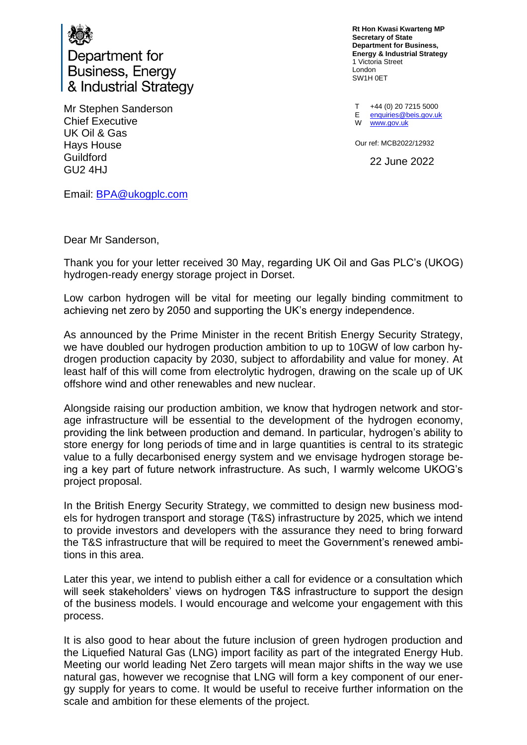Department for Business, Energy & Industrial Strategy

**Rt Hon Kwasi Kwarteng MP**
**Secretary of State**
**Department for Business, Energy & Industrial Strategy**
1 Victoria Street
London
SW1H 0ET

T +44 (0) 20 7215 5000
E enquiries@beis.gov.uk
W www.gov.uk

Our ref: MCB2022/12932

22 June 2022

Mr Stephen Sanderson
Chief Executive
UK Oil & Gas
Hays House
Guildford
GU2 4HJ

Email: BPA@ukogplc.com

Dear Mr Sanderson,

Thank you for your letter received 30 May, regarding UK Oil and Gas PLC's (UKOG) hydrogen-ready energy storage project in Dorset.

Low carbon hydrogen will be vital for meeting our legally binding commitment to achieving net zero by 2050 and supporting the UK's energy independence.

As announced by the Prime Minister in the recent British Energy Security Strategy, we have doubled our hydrogen production ambition to up to 10GW of low carbon hydrogen production capacity by 2030, subject to affordability and value for money. At least half of this will come from electrolytic hydrogen, drawing on the scale up of UK offshore wind and other renewables and new nuclear.

Alongside raising our production ambition, we know that hydrogen network and storage infrastructure will be essential to the development of the hydrogen economy, providing the link between production and demand. In particular, hydrogen's ability to store energy for long periods of time and in large quantities is central to its strategic value to a fully decarbonised energy system and we envisage hydrogen storage being a key part of future network infrastructure. As such, I warmly welcome UKOG's project proposal.

In the British Energy Security Strategy, we committed to design new business models for hydrogen transport and storage (T&S) infrastructure by 2025, which we intend to provide investors and developers with the assurance they need to bring forward the T&S infrastructure that will be required to meet the Government's renewed ambitions in this area.

Later this year, we intend to publish either a call for evidence or a consultation which will seek stakeholders' views on hydrogen T&S infrastructure to support the design of the business models. I would encourage and welcome your engagement with this process.

It is also good to hear about the future inclusion of green hydrogen production and the Liquefied Natural Gas (LNG) import facility as part of the integrated Energy Hub. Meeting our world leading Net Zero targets will mean major shifts in the way we use natural gas, however we recognise that LNG will form a key component of our energy supply for years to come. It would be useful to receive further information on the scale and ambition for these elements of the project.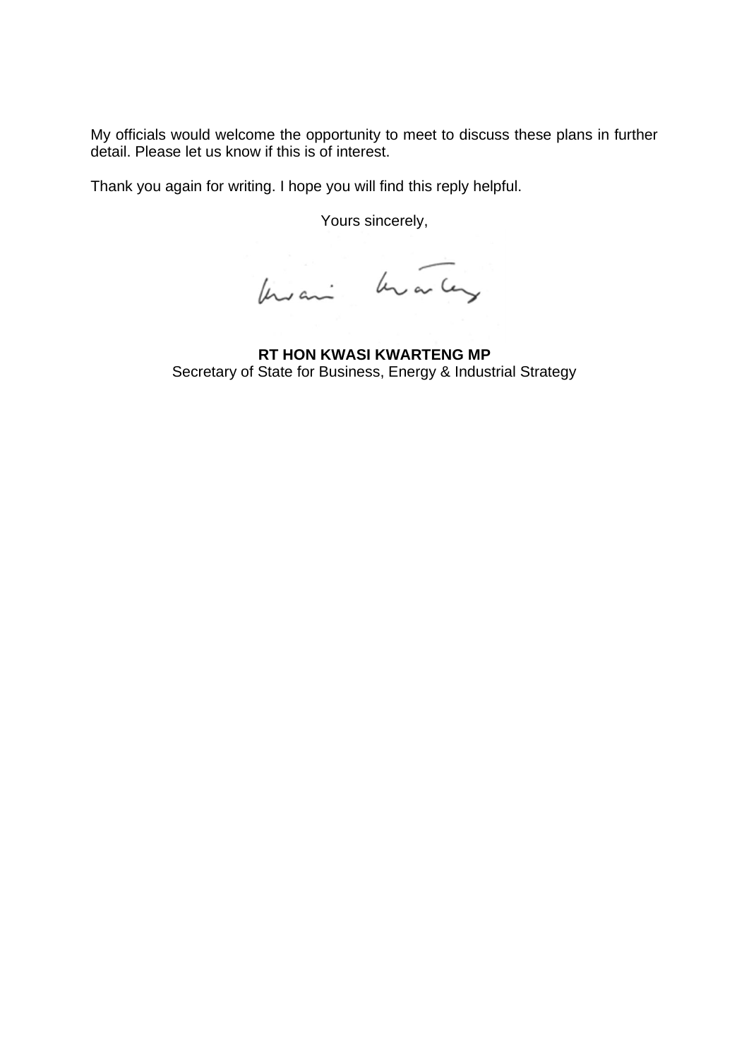My officials would welcome the opportunity to meet to discuss these plans in further detail. Please let us know if this is of interest.

Thank you again for writing. I hope you will find this reply helpful.

Yours sincerely,

**RT HON KWASI KWARTENG MP**
Secretary of State for Business, Energy & Industrial Strategy